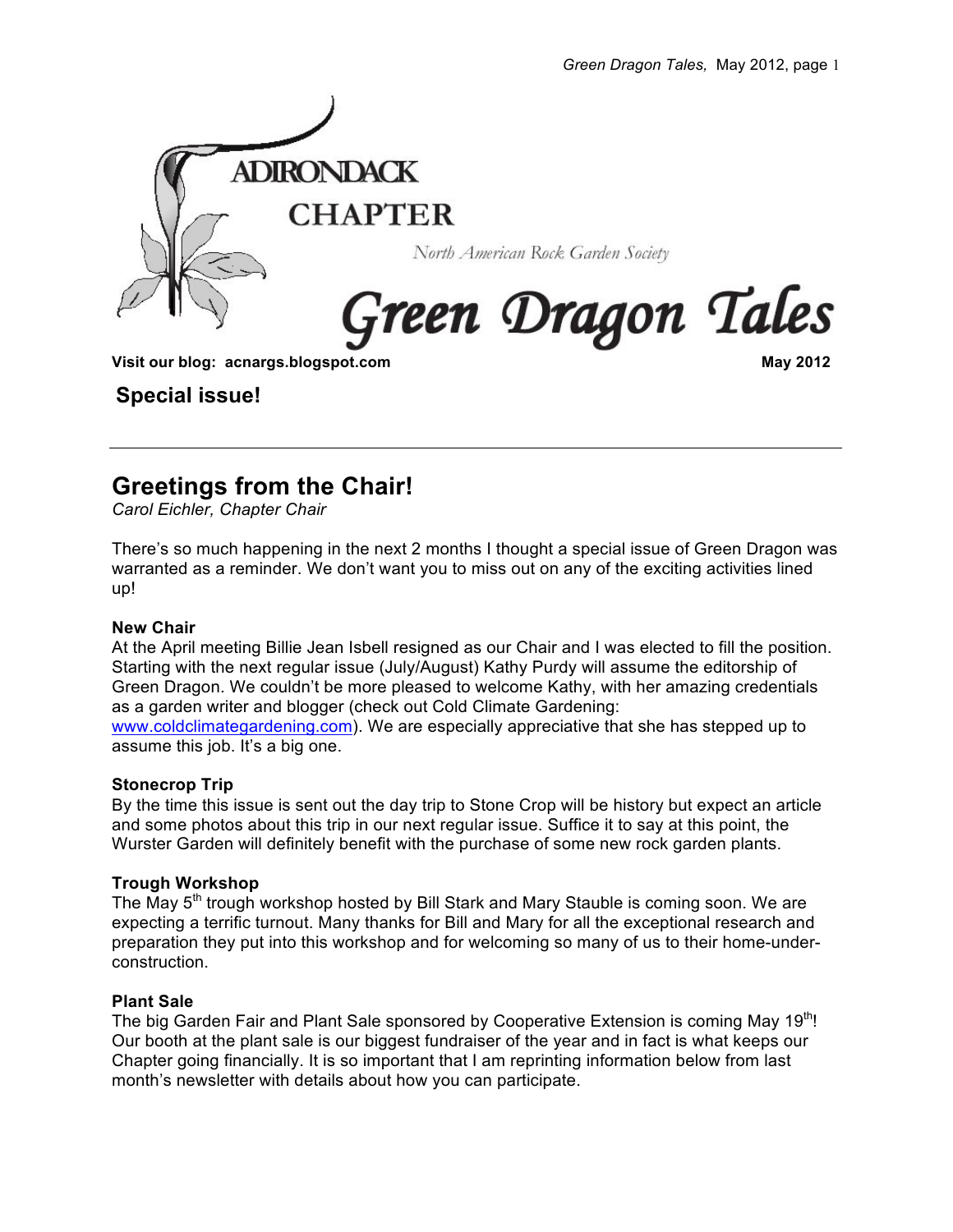ADIRONDACK

CHAPTER

North American Rock Garden Society

# Green Dragon Tales

**Visit our blog: acnargs.blogspot.com** **May 2012**

**Special issue!**

---

## Greetings from the Chair!

*Carol Eichler, Chapter Chair*

There's so much happening in the next 2 months I thought a special issue of Green Dragon was warranted as a reminder. We don't want you to miss out on any of the exciting activities lined up!

**New Chair**

At the April meeting Billie Jean Isbell resigned as our Chair and I was elected to fill the position. Starting with the next regular issue (July/August) Kathy Purdy will assume the editorship of Green Dragon. We couldn't be more pleased to welcome Kathy, with her amazing credentials as a garden writer and blogger (check out Cold Climate Gardening: www.coldclimategardening.com). We are especially appreciative that she has stepped up to assume this job. It's a big one.

**Stonecrop Trip**

By the time this issue is sent out the day trip to Stone Crop will be history but expect an article and some photos about this trip in our next regular issue. Suffice it to say at this point, the Wurster Garden will definitely benefit with the purchase of some new rock garden plants.

**Trough Workshop**

The May 5th trough workshop hosted by Bill Stark and Mary Stauble is coming soon. We are expecting a terrific turnout. Many thanks for Bill and Mary for all the exceptional research and preparation they put into this workshop and for welcoming so many of us to their home-under-construction.

**Plant Sale**

The big Garden Fair and Plant Sale sponsored by Cooperative Extension is coming May 19th! Our booth at the plant sale is our biggest fundraiser of the year and in fact is what keeps our Chapter going financially. It is so important that I am reprinting information below from last month's newsletter with details about how you can participate.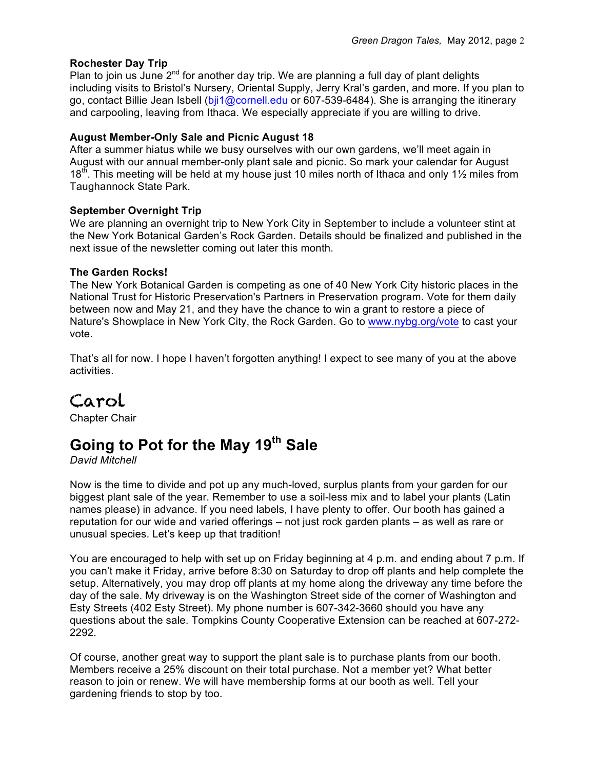**Rochester Day Trip**
Plan to join us June 2nd for another day trip. We are planning a full day of plant delights including visits to Bristol's Nursery, Oriental Supply, Jerry Kral's garden, and more. If you plan to go, contact Billie Jean Isbell (bji1@cornell.edu or 607-539-6484). She is arranging the itinerary and carpooling, leaving from Ithaca. We especially appreciate if you are willing to drive.

**August Member-Only Sale and Picnic August 18**
After a summer hiatus while we busy ourselves with our own gardens, we'll meet again in August with our annual member-only plant sale and picnic. So mark your calendar for August 18th. This meeting will be held at my house just 10 miles north of Ithaca and only 1½ miles from Taughannock State Park.

**September Overnight Trip**
We are planning an overnight trip to New York City in September to include a volunteer stint at the New York Botanical Garden's Rock Garden. Details should be finalized and published in the next issue of the newsletter coming out later this month.

**The Garden Rocks!**
The New York Botanical Garden is competing as one of 40 New York City historic places in the National Trust for Historic Preservation's Partners in Preservation program. Vote for them daily between now and May 21, and they have the chance to win a grant to restore a piece of Nature's Showplace in New York City, the Rock Garden. Go to www.nybg.org/vote to cast your vote.

That's all for now. I hope I haven't forgotten anything! I expect to see many of you at the above activities.

Carol
Chapter Chair

## Going to Pot for the May 19th Sale

*David Mitchell*

Now is the time to divide and pot up any much-loved, surplus plants from your garden for our biggest plant sale of the year. Remember to use a soil-less mix and to label your plants (Latin names please) in advance. If you need labels, I have plenty to offer. Our booth has gained a reputation for our wide and varied offerings – not just rock garden plants – as well as rare or unusual species. Let's keep up that tradition!

You are encouraged to help with set up on Friday beginning at 4 p.m. and ending about 7 p.m. If you can't make it Friday, arrive before 8:30 on Saturday to drop off plants and help complete the setup. Alternatively, you may drop off plants at my home along the driveway any time before the day of the sale. My driveway is on the Washington Street side of the corner of Washington and Esty Streets (402 Esty Street). My phone number is 607-342-3660 should you have any questions about the sale. Tompkins County Cooperative Extension can be reached at 607-272-2292.

Of course, another great way to support the plant sale is to purchase plants from our booth. Members receive a 25% discount on their total purchase. Not a member yet? What better reason to join or renew. We will have membership forms at our booth as well. Tell your gardening friends to stop by too.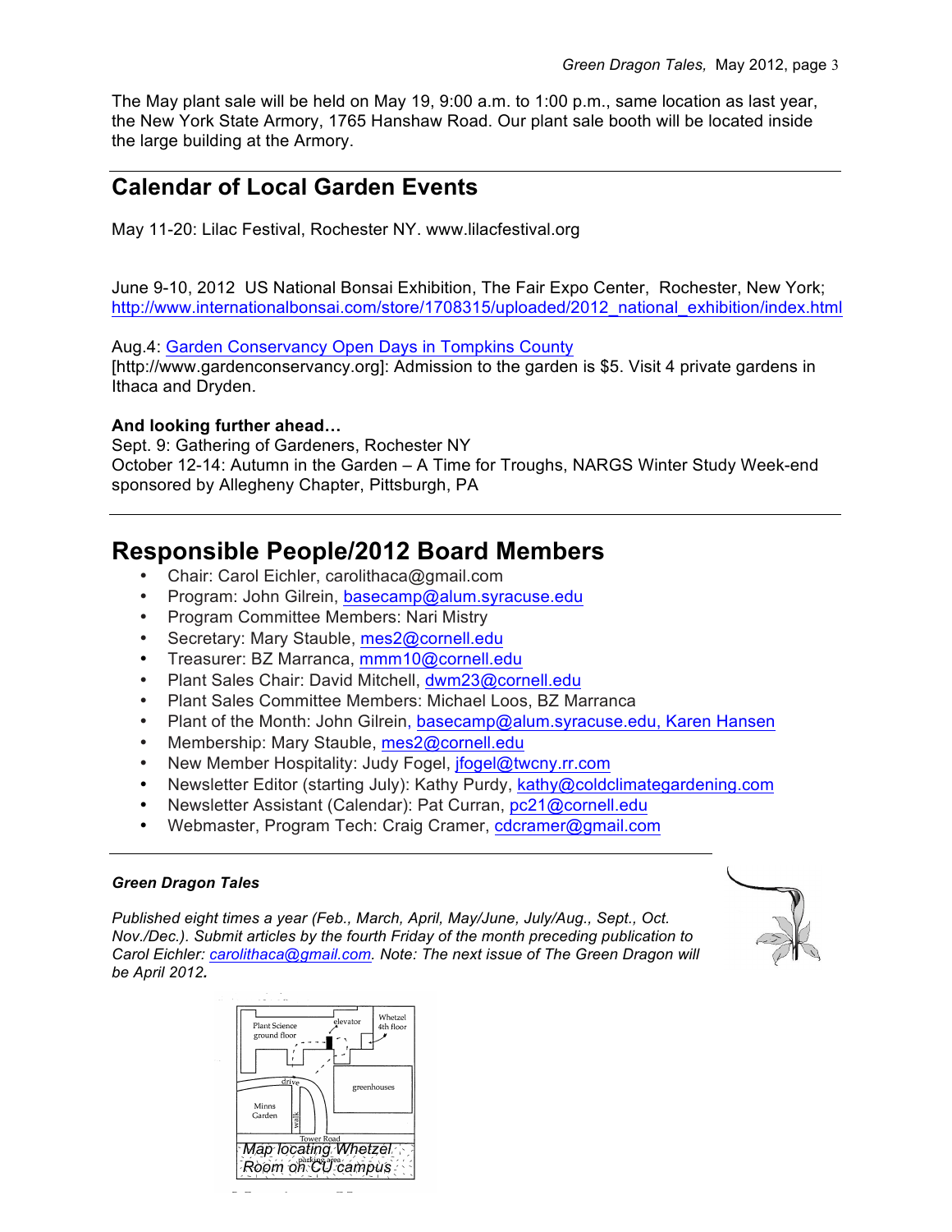The May plant sale will be held on May 19, 9:00 a.m. to 1:00 p.m., same location as last year, the New York State Armory, 1765 Hanshaw Road. Our plant sale booth will be located inside the large building at the Armory.

## Calendar of Local Garden Events

May 11-20: Lilac Festival, Rochester NY. www.lilacfestival.org

June 9-10, 2012 US National Bonsai Exhibition, The Fair Expo Center, Rochester, New York; http://www.internationalbonsai.com/store/1708315/uploaded/2012_national_exhibition/index.html

Aug.4: Garden Conservancy Open Days in Tompkins County [http://www.gardenconservancy.org]: Admission to the garden is $5. Visit 4 private gardens in Ithaca and Dryden.

**And looking further ahead…**
Sept. 9: Gathering of Gardeners, Rochester NY
October 12-14: Autumn in the Garden – A Time for Troughs, NARGS Winter Study Week-end sponsored by Allegheny Chapter, Pittsburgh, PA

## Responsible People/2012 Board Members

- Chair: Carol Eichler, carolithaca@gmail.com
- Program: John Gilrein, basecamp@alum.syracuse.edu
- Program Committee Members: Nari Mistry
- Secretary: Mary Stauble, mes2@cornell.edu
- Treasurer: BZ Marranca, mmm10@cornell.edu
- Plant Sales Chair: David Mitchell, dwm23@cornell.edu
- Plant Sales Committee Members: Michael Loos, BZ Marranca
- Plant of the Month: John Gilrein, basecamp@alum.syracuse.edu, Karen Hansen
- Membership: Mary Stauble, mes2@cornell.edu
- New Member Hospitality: Judy Fogel, jfogel@twcny.rr.com
- Newsletter Editor (starting July): Kathy Purdy, kathy@coldclimategardening.com
- Newsletter Assistant (Calendar): Pat Curran, pc21@cornell.edu
- Webmaster, Program Tech: Craig Cramer, cdcramer@gmail.com

***Green Dragon Tales***

*Published eight times a year (Feb., March, April, May/June, July/Aug., Sept., Oct. Nov./Dec.). Submit articles by the fourth Friday of the month preceding publication to Carol Eichler: carolithaca@gmail.com. Note: The next issue of The Green Dragon will be April 2012.*

Plant Science ground floor
elevator
Whetzel 4th floor
drive
greenhouses
Minns Garden
walk
Tower Road
parking area

*Map locating Whetzel Room on CU campus*